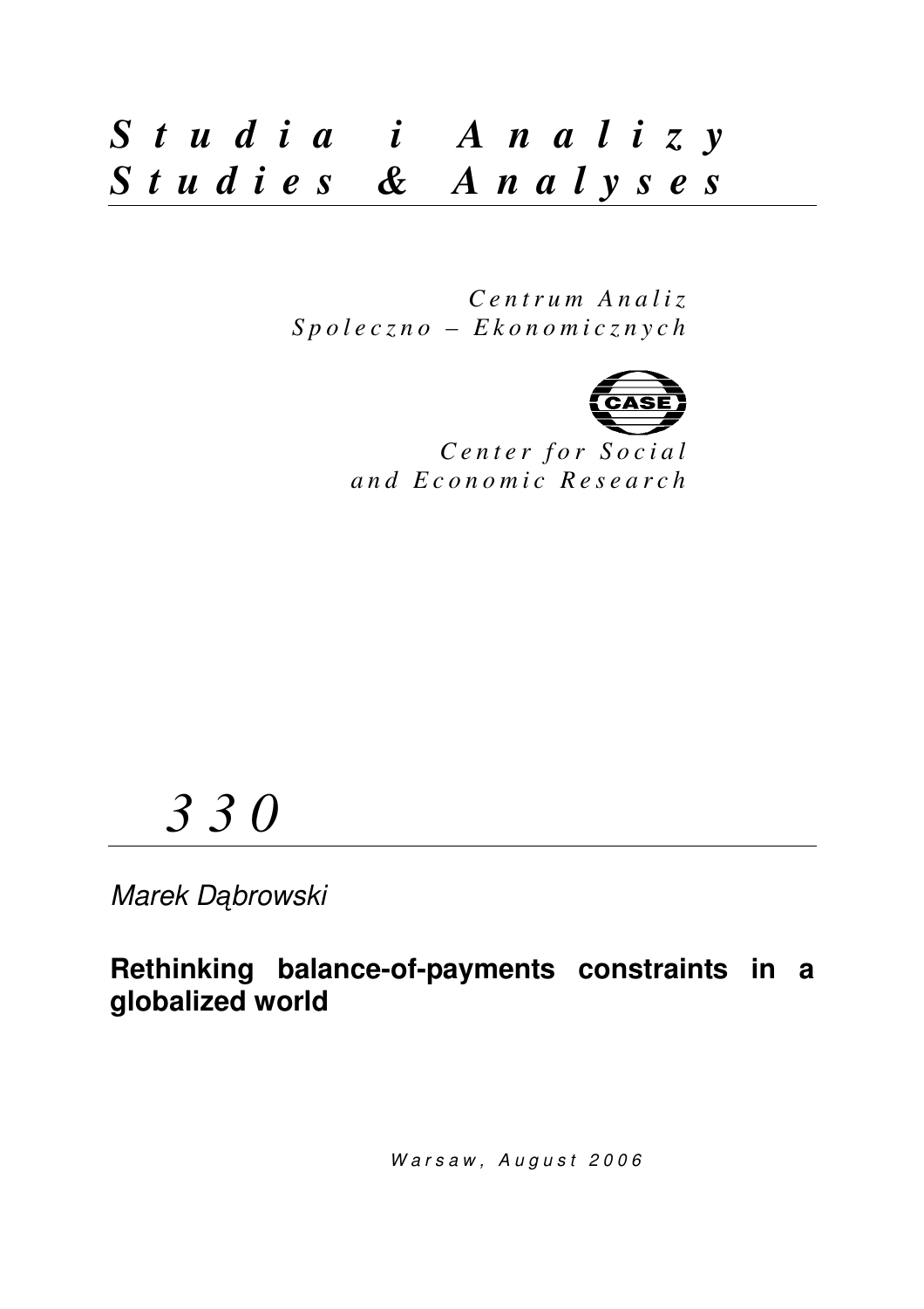# *Studia i Analizy*
# *Studies & Analyses*

*Centrum Analiz Spoleczno – Ekonomicznych*

CASE

*Center for Social and Economic Research*

# *330*

*Marek Dąbrowski*

**Rethinking balance-of-payments constraints in a globalized world**

*Warsaw, August 2006*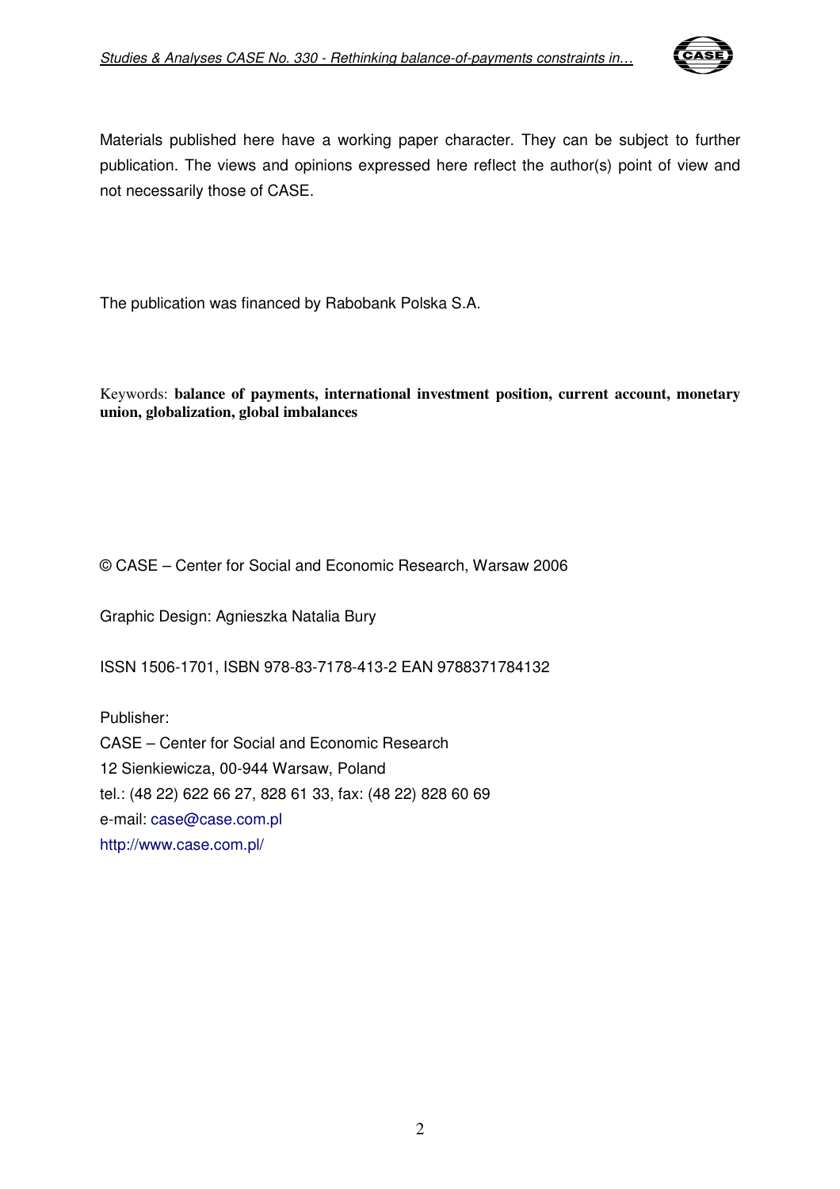Materials published here have a working paper character. They can be subject to further publication. The views and opinions expressed here reflect the author(s) point of view and not necessarily those of CASE.

The publication was financed by Rabobank Polska S.A.

Keywords: **balance of payments, international investment position, current account, monetary union, globalization, global imbalances**

© CASE – Center for Social and Economic Research, Warsaw 2006

Graphic Design: Agnieszka Natalia Bury

ISSN 1506-1701, ISBN 978-83-7178-413-2 EAN 9788371784132

Publisher:
CASE – Center for Social and Economic Research
12 Sienkiewicza, 00-944 Warsaw, Poland
tel.: (48 22) 622 66 27, 828 61 33, fax: (48 22) 828 60 69
e-mail: case@case.com.pl
http://www.case.com.pl/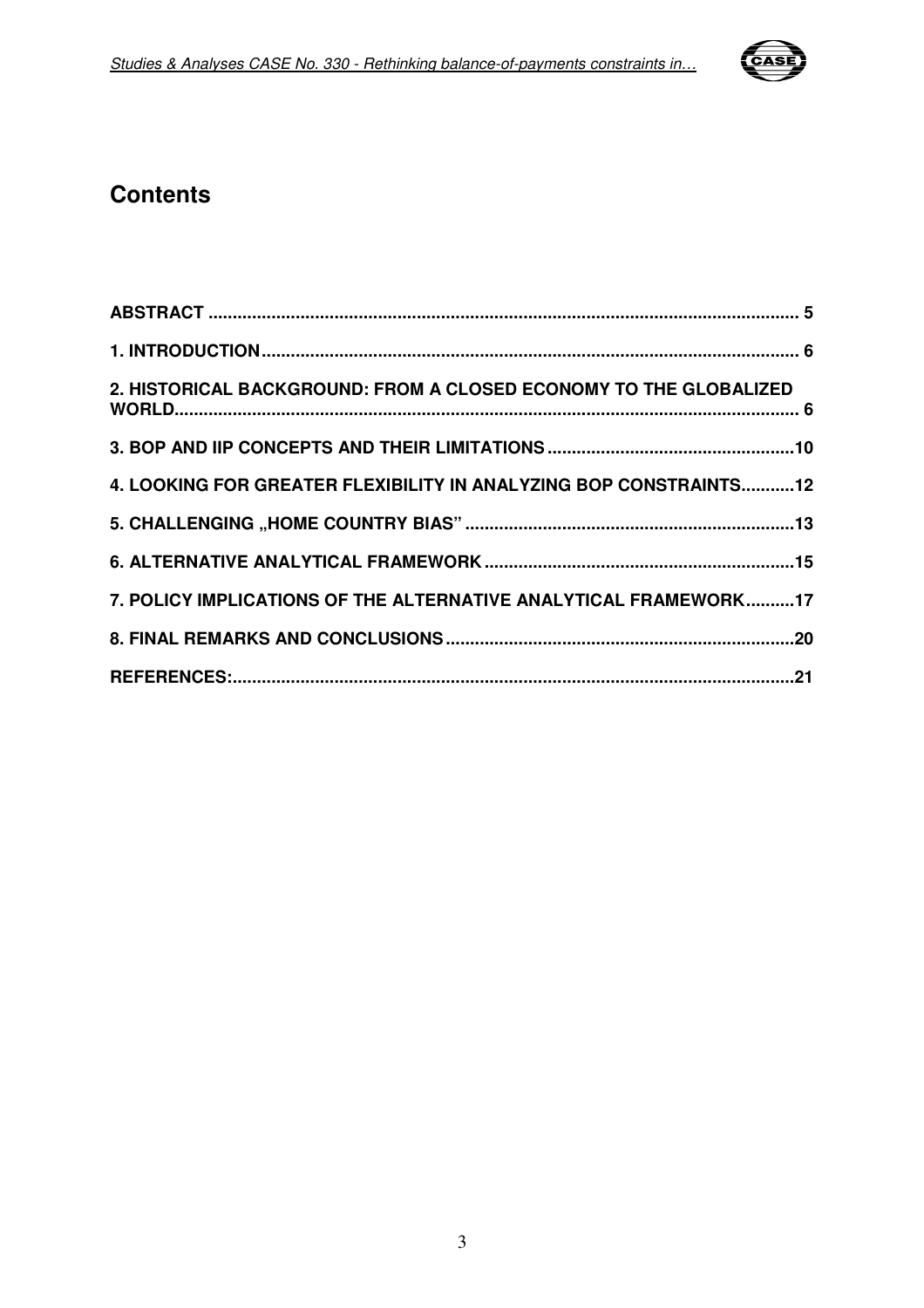# Contents

| | |
|---|---|
| **ABSTRACT** | **5** |
| **1. INTRODUCTION** | **6** |
| **2. HISTORICAL BACKGROUND: FROM A CLOSED ECONOMY TO THE GLOBALIZED WORLD** | **6** |
| **3. BOP AND IIP CONCEPTS AND THEIR LIMITATIONS** | **10** |
| **4. LOOKING FOR GREATER FLEXIBILITY IN ANALYZING BOP CONSTRAINTS** | **12** |
| **5. CHALLENGING „HOME COUNTRY BIAS"** | **13** |
| **6. ALTERNATIVE ANALYTICAL FRAMEWORK** | **15** |
| **7. POLICY IMPLICATIONS OF THE ALTERNATIVE ANALYTICAL FRAMEWORK** | **17** |
| **8. FINAL REMARKS AND CONCLUSIONS** | **20** |
| **REFERENCES:** | **21** |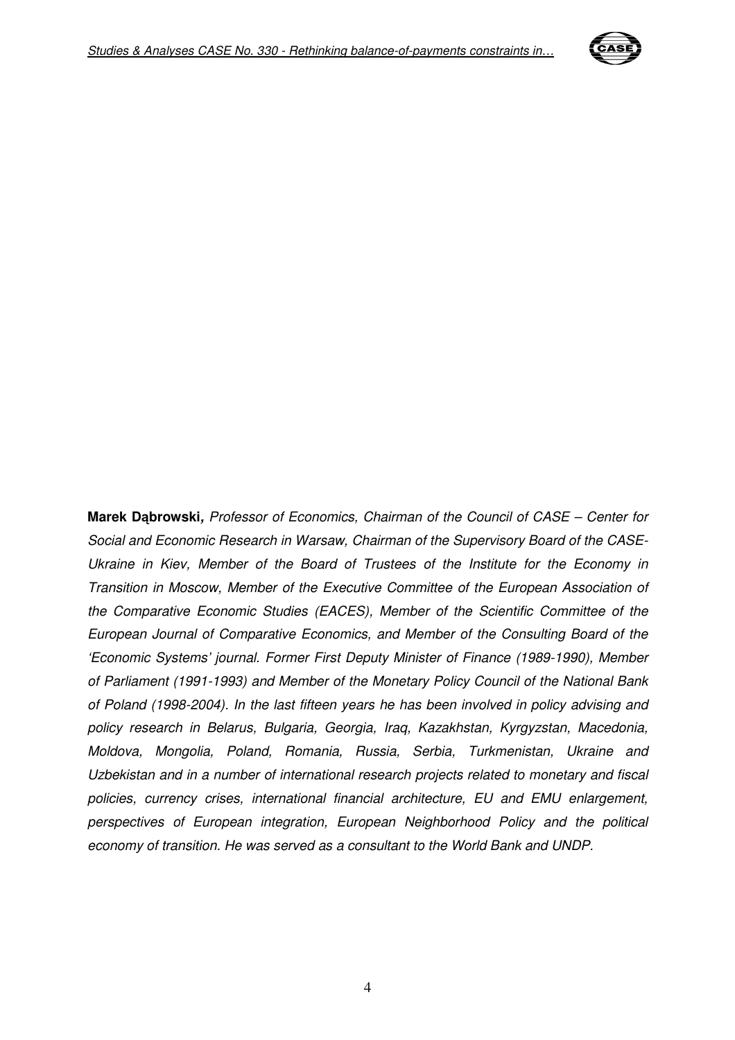**Marek Dąbrowski***, Professor of Economics, Chairman of the Council of CASE – Center for Social and Economic Research in Warsaw, Chairman of the Supervisory Board of the CASE-Ukraine in Kiev, Member of the Board of Trustees of the Institute for the Economy in Transition in Moscow, Member of the Executive Committee of the European Association of the Comparative Economic Studies (EACES), Member of the Scientific Committee of the European Journal of Comparative Economics, and Member of the Consulting Board of the 'Economic Systems' journal. Former First Deputy Minister of Finance (1989-1990), Member of Parliament (1991-1993) and Member of the Monetary Policy Council of the National Bank of Poland (1998-2004). In the last fifteen years he has been involved in policy advising and policy research in Belarus, Bulgaria, Georgia, Iraq, Kazakhstan, Kyrgyzstan, Macedonia, Moldova, Mongolia, Poland, Romania, Russia, Serbia, Turkmenistan, Ukraine and Uzbekistan and in a number of international research projects related to monetary and fiscal policies, currency crises, international financial architecture, EU and EMU enlargement, perspectives of European integration, European Neighborhood Policy and the political economy of transition. He was served as a consultant to the World Bank and UNDP.*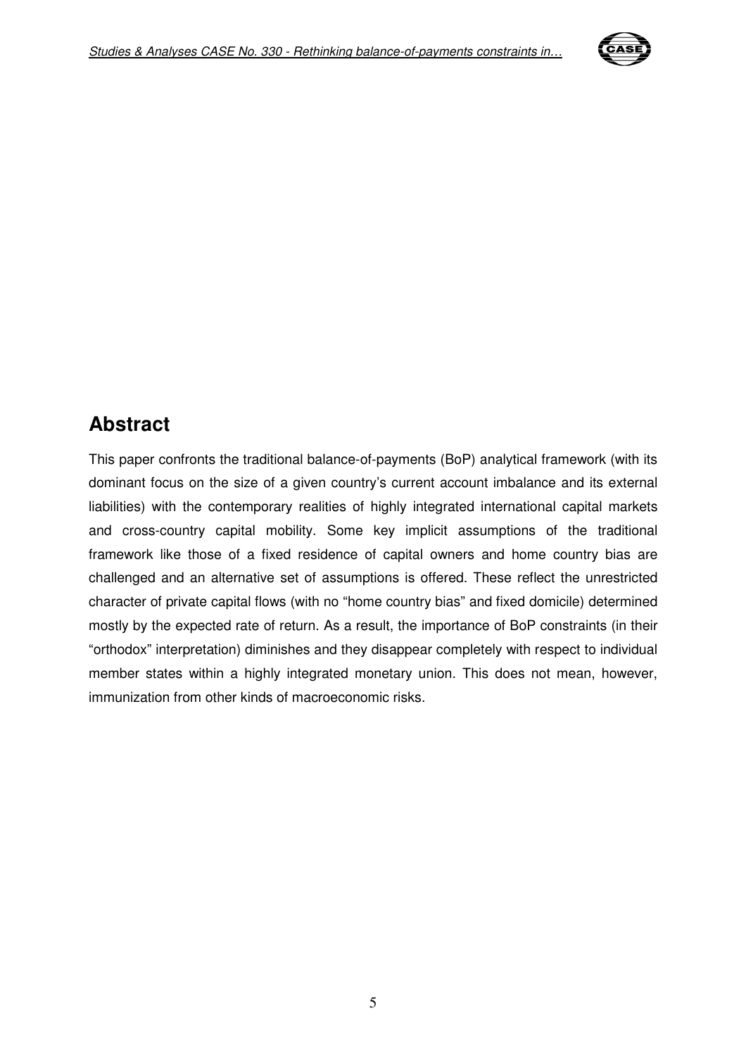## Abstract

This paper confronts the traditional balance-of-payments (BoP) analytical framework (with its dominant focus on the size of a given country's current account imbalance and its external liabilities) with the contemporary realities of highly integrated international capital markets and cross-country capital mobility. Some key implicit assumptions of the traditional framework like those of a fixed residence of capital owners and home country bias are challenged and an alternative set of assumptions is offered. These reflect the unrestricted character of private capital flows (with no "home country bias" and fixed domicile) determined mostly by the expected rate of return. As a result, the importance of BoP constraints (in their "orthodox" interpretation) diminishes and they disappear completely with respect to individual member states within a highly integrated monetary union. This does not mean, however, immunization from other kinds of macroeconomic risks.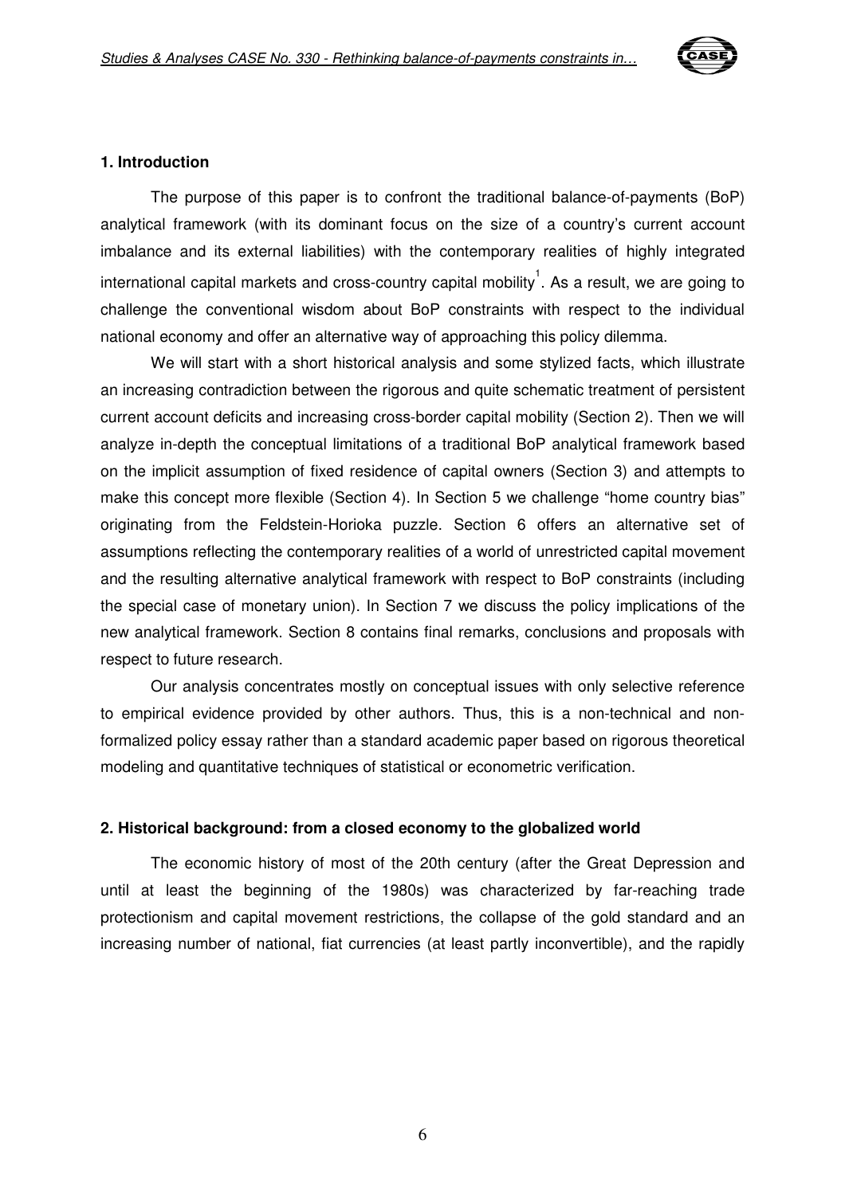## 1. Introduction

The purpose of this paper is to confront the traditional balance-of-payments (BoP) analytical framework (with its dominant focus on the size of a country's current account imbalance and its external liabilities) with the contemporary realities of highly integrated international capital markets and cross-country capital mobility[1]. As a result, we are going to challenge the conventional wisdom about BoP constraints with respect to the individual national economy and offer an alternative way of approaching this policy dilemma.

We will start with a short historical analysis and some stylized facts, which illustrate an increasing contradiction between the rigorous and quite schematic treatment of persistent current account deficits and increasing cross-border capital mobility (Section 2). Then we will analyze in-depth the conceptual limitations of a traditional BoP analytical framework based on the implicit assumption of fixed residence of capital owners (Section 3) and attempts to make this concept more flexible (Section 4). In Section 5 we challenge "home country bias" originating from the Feldstein-Horioka puzzle. Section 6 offers an alternative set of assumptions reflecting the contemporary realities of a world of unrestricted capital movement and the resulting alternative analytical framework with respect to BoP constraints (including the special case of monetary union). In Section 7 we discuss the policy implications of the new analytical framework. Section 8 contains final remarks, conclusions and proposals with respect to future research.

Our analysis concentrates mostly on conceptual issues with only selective reference to empirical evidence provided by other authors. Thus, this is a non-technical and non-formalized policy essay rather than a standard academic paper based on rigorous theoretical modeling and quantitative techniques of statistical or econometric verification.

## 2. Historical background: from a closed economy to the globalized world

The economic history of most of the 20th century (after the Great Depression and until at least the beginning of the 1980s) was characterized by far-reaching trade protectionism and capital movement restrictions, the collapse of the gold standard and an increasing number of national, fiat currencies (at least partly inconvertible), and the rapidly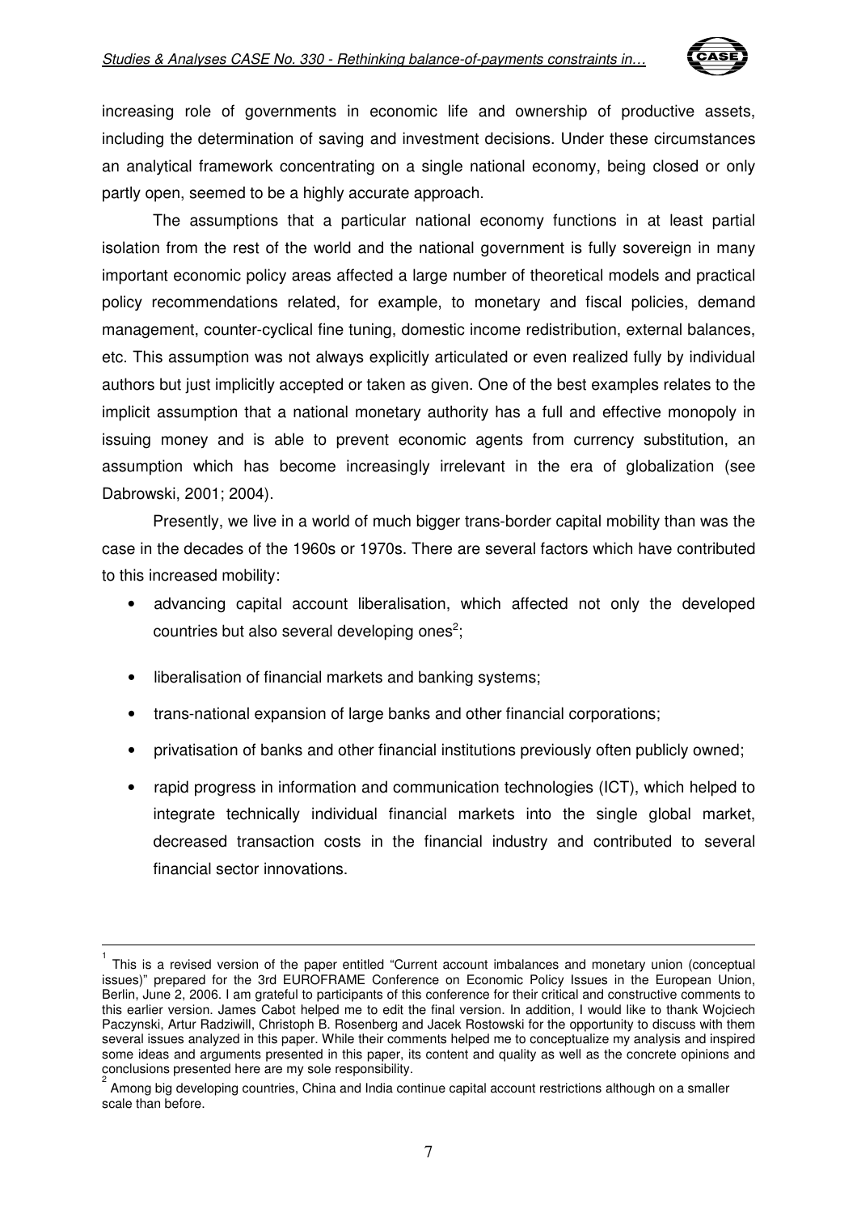increasing role of governments in economic life and ownership of productive assets, including the determination of saving and investment decisions. Under these circumstances an analytical framework concentrating on a single national economy, being closed or only partly open, seemed to be a highly accurate approach.

The assumptions that a particular national economy functions in at least partial isolation from the rest of the world and the national government is fully sovereign in many important economic policy areas affected a large number of theoretical models and practical policy recommendations related, for example, to monetary and fiscal policies, demand management, counter-cyclical fine tuning, domestic income redistribution, external balances, etc. This assumption was not always explicitly articulated or even realized fully by individual authors but just implicitly accepted or taken as given. One of the best examples relates to the implicit assumption that a national monetary authority has a full and effective monopoly in issuing money and is able to prevent economic agents from currency substitution, an assumption which has become increasingly irrelevant in the era of globalization (see Dabrowski, 2001; 2004).

Presently, we live in a world of much bigger trans-border capital mobility than was the case in the decades of the 1960s or 1970s. There are several factors which have contributed to this increased mobility:

- advancing capital account liberalisation, which affected not only the developed countries but also several developing ones[2];
- liberalisation of financial markets and banking systems;
- trans-national expansion of large banks and other financial corporations;
- privatisation of banks and other financial institutions previously often publicly owned;
- rapid progress in information and communication technologies (ICT), which helped to integrate technically individual financial markets into the single global market, decreased transaction costs in the financial industry and contributed to several financial sector innovations.

---

[1] This is a revised version of the paper entitled "Current account imbalances and monetary union (conceptual issues)" prepared for the 3rd EUROFRAME Conference on Economic Policy Issues in the European Union, Berlin, June 2, 2006. I am grateful to participants of this conference for their critical and constructive comments to this earlier version. James Cabot helped me to edit the final version. In addition, I would like to thank Wojciech Paczynski, Artur Radziwill, Christoph B. Rosenberg and Jacek Rostowski for the opportunity to discuss with them several issues analyzed in this paper. While their comments helped me to conceptualize my analysis and inspired some ideas and arguments presented in this paper, its content and quality as well as the concrete opinions and conclusions presented here are my sole responsibility.

[2] Among big developing countries, China and India continue capital account restrictions although on a smaller scale than before.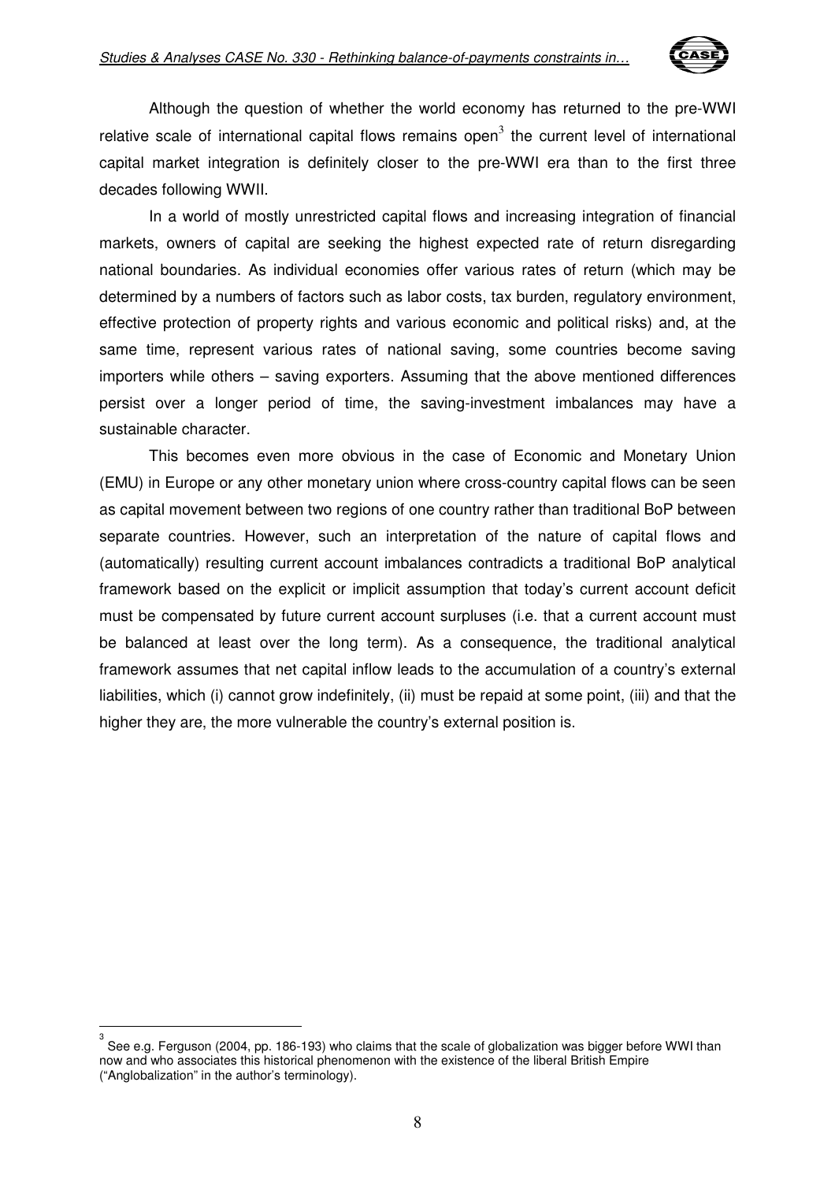Although the question of whether the world economy has returned to the pre-WWI relative scale of international capital flows remains open[3] the current level of international capital market integration is definitely closer to the pre-WWI era than to the first three decades following WWII.

In a world of mostly unrestricted capital flows and increasing integration of financial markets, owners of capital are seeking the highest expected rate of return disregarding national boundaries. As individual economies offer various rates of return (which may be determined by a numbers of factors such as labor costs, tax burden, regulatory environment, effective protection of property rights and various economic and political risks) and, at the same time, represent various rates of national saving, some countries become saving importers while others – saving exporters. Assuming that the above mentioned differences persist over a longer period of time, the saving-investment imbalances may have a sustainable character.

This becomes even more obvious in the case of Economic and Monetary Union (EMU) in Europe or any other monetary union where cross-country capital flows can be seen as capital movement between two regions of one country rather than traditional BoP between separate countries. However, such an interpretation of the nature of capital flows and (automatically) resulting current account imbalances contradicts a traditional BoP analytical framework based on the explicit or implicit assumption that today's current account deficit must be compensated by future current account surpluses (i.e. that a current account must be balanced at least over the long term). As a consequence, the traditional analytical framework assumes that net capital inflow leads to the accumulation of a country's external liabilities, which (i) cannot grow indefinitely, (ii) must be repaid at some point, (iii) and that the higher they are, the more vulnerable the country's external position is.

---

[3] See e.g. Ferguson (2004, pp. 186-193) who claims that the scale of globalization was bigger before WWI than now and who associates this historical phenomenon with the existence of the liberal British Empire ("Anglobalization" in the author's terminology).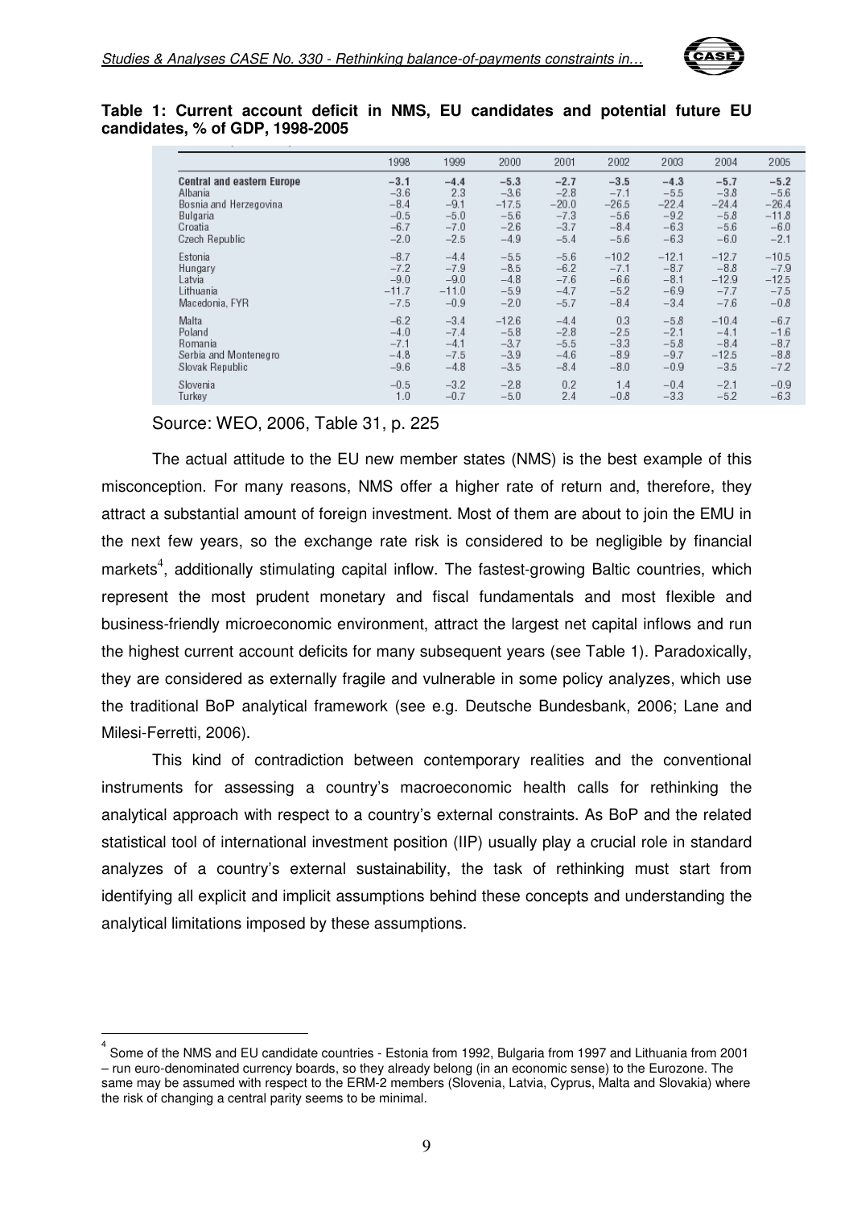**Table 1: Current account deficit in NMS, EU candidates and potential future EU candidates, % of GDP, 1998-2005**

| | 1998 | 1999 | 2000 | 2001 | 2002 | 2003 | 2004 | 2005 |
|---|---|---|---|---|---|---|---|---|
| **Central and eastern Europe** | **−3.1** | **−4.4** | **−5.3** | **−2.7** | **−3.5** | **−4.3** | **−5.7** | **−5.2** |
| Albania | −3.6 | 2.3 | −3.6 | −2.8 | −7.1 | −5.5 | −3.8 | −5.6 |
| Bosnia and Herzegovina | −8.4 | −9.1 | −17.5 | −20.0 | −26.5 | −22.4 | −24.4 | −26.4 |
| Bulgaria | −0.5 | −5.0 | −5.6 | −7.3 | −5.6 | −9.2 | −5.8 | −11.8 |
| Croatia | −6.7 | −7.0 | −2.6 | −3.7 | −8.4 | −6.3 | −5.6 | −6.0 |
| Czech Republic | −2.0 | −2.5 | −4.9 | −5.4 | −5.6 | −6.3 | −6.0 | −2.1 |
| Estonia | −8.7 | −4.4 | −5.5 | −5.6 | −10.2 | −12.1 | −12.7 | −10.5 |
| Hungary | −7.2 | −7.9 | −8.5 | −6.2 | −7.1 | −8.7 | −8.8 | −7.9 |
| Latvia | −9.0 | −9.0 | −4.8 | −7.6 | −6.6 | −8.1 | −12.9 | −12.5 |
| Lithuania | −11.7 | −11.0 | −5.9 | −4.7 | −5.2 | −6.9 | −7.7 | −7.5 |
| Macedonia, FYR | −7.5 | −0.9 | −2.0 | −5.7 | −8.4 | −3.4 | −7.6 | −0.8 |
| Malta | −6.2 | −3.4 | −12.6 | −4.4 | 0.3 | −5.8 | −10.4 | −6.7 |
| Poland | −4.0 | −7.4 | −5.8 | −2.8 | −2.5 | −2.1 | −4.1 | −1.6 |
| Romania | −7.1 | −4.1 | −3.7 | −5.5 | −3.3 | −5.8 | −8.4 | −8.7 |
| Serbia and Montenegro | −4.8 | −7.5 | −3.9 | −4.6 | −8.9 | −9.7 | −12.5 | −8.8 |
| Slovak Republic | −9.6 | −4.8 | −3.5 | −8.4 | −8.0 | −0.9 | −3.5 | −7.2 |
| Slovenia | −0.5 | −3.2 | −2.8 | 0.2 | 1.4 | −0.4 | −2.1 | −0.9 |
| Turkey | 1.0 | −0.7 | −5.0 | 2.4 | −0.8 | −3.3 | −5.2 | −6.3 |

Source: WEO, 2006, Table 31, p. 225

The actual attitude to the EU new member states (NMS) is the best example of this misconception. For many reasons, NMS offer a higher rate of return and, therefore, they attract a substantial amount of foreign investment. Most of them are about to join the EMU in the next few years, so the exchange rate risk is considered to be negligible by financial markets[4], additionally stimulating capital inflow. The fastest-growing Baltic countries, which represent the most prudent monetary and fiscal fundamentals and most flexible and business-friendly microeconomic environment, attract the largest net capital inflows and run the highest current account deficits for many subsequent years (see Table 1). Paradoxically, they are considered as externally fragile and vulnerable in some policy analyzes, which use the traditional BoP analytical framework (see e.g. Deutsche Bundesbank, 2006; Lane and Milesi-Ferretti, 2006).

This kind of contradiction between contemporary realities and the conventional instruments for assessing a country's macroeconomic health calls for rethinking the analytical approach with respect to a country's external constraints. As BoP and the related statistical tool of international investment position (IIP) usually play a crucial role in standard analyzes of a country's external sustainability, the task of rethinking must start from identifying all explicit and implicit assumptions behind these concepts and understanding the analytical limitations imposed by these assumptions.

[4] Some of the NMS and EU candidate countries - Estonia from 1992, Bulgaria from 1997 and Lithuania from 2001 – run euro-denominated currency boards, so they already belong (in an economic sense) to the Eurozone. The same may be assumed with respect to the ERM-2 members (Slovenia, Latvia, Cyprus, Malta and Slovakia) where the risk of changing a central parity seems to be minimal.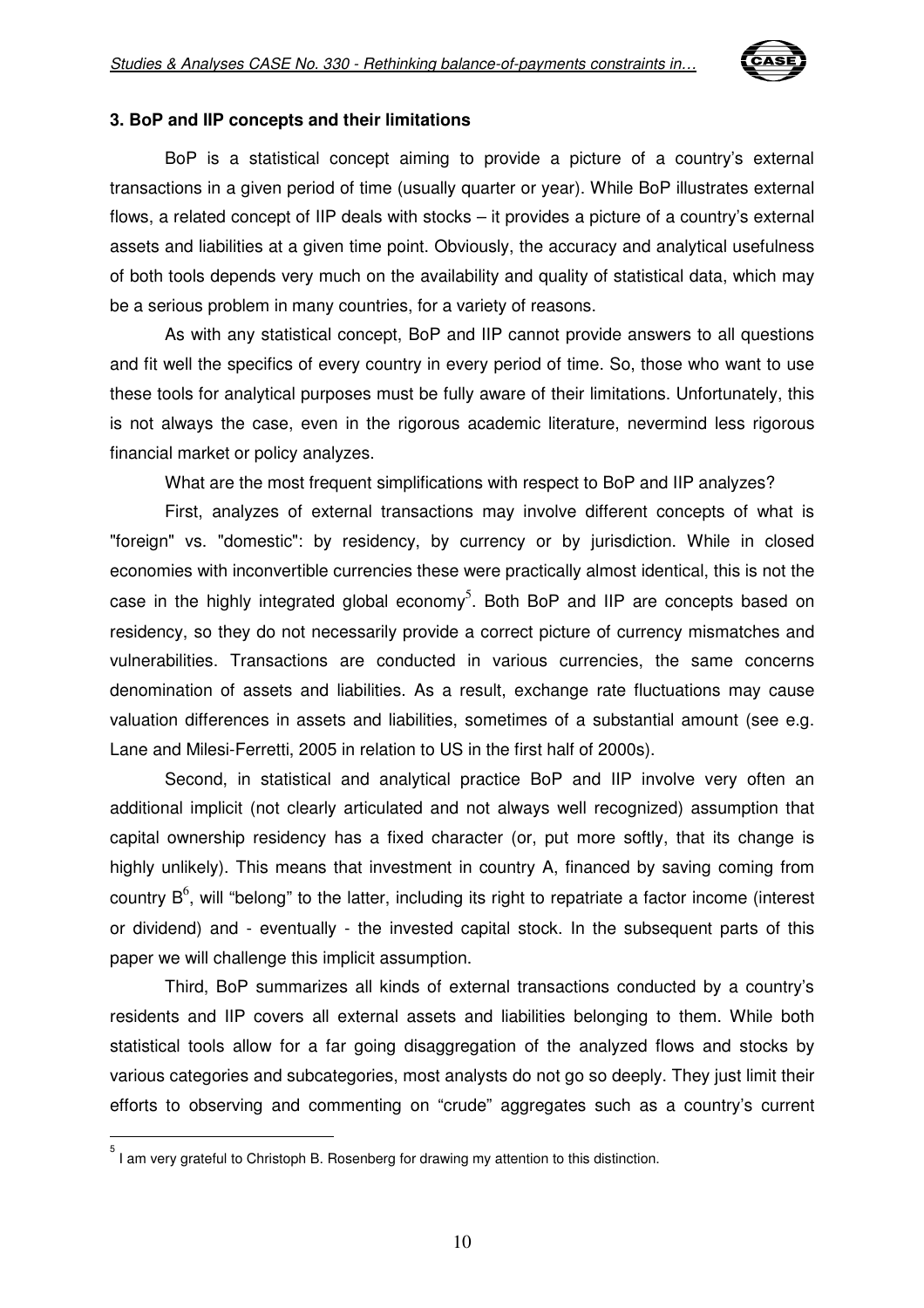### 3. BoP and IIP concepts and their limitations

BoP is a statistical concept aiming to provide a picture of a country's external transactions in a given period of time (usually quarter or year). While BoP illustrates external flows, a related concept of IIP deals with stocks – it provides a picture of a country's external assets and liabilities at a given time point. Obviously, the accuracy and analytical usefulness of both tools depends very much on the availability and quality of statistical data, which may be a serious problem in many countries, for a variety of reasons.

As with any statistical concept, BoP and IIP cannot provide answers to all questions and fit well the specifics of every country in every period of time. So, those who want to use these tools for analytical purposes must be fully aware of their limitations. Unfortunately, this is not always the case, even in the rigorous academic literature, nevermind less rigorous financial market or policy analyzes.

What are the most frequent simplifications with respect to BoP and IIP analyzes?

First, analyzes of external transactions may involve different concepts of what is "foreign" vs. "domestic": by residency, by currency or by jurisdiction. While in closed economies with inconvertible currencies these were practically almost identical, this is not the case in the highly integrated global economy[5]. Both BoP and IIP are concepts based on residency, so they do not necessarily provide a correct picture of currency mismatches and vulnerabilities. Transactions are conducted in various currencies, the same concerns denomination of assets and liabilities. As a result, exchange rate fluctuations may cause valuation differences in assets and liabilities, sometimes of a substantial amount (see e.g. Lane and Milesi-Ferretti, 2005 in relation to US in the first half of 2000s).

Second, in statistical and analytical practice BoP and IIP involve very often an additional implicit (not clearly articulated and not always well recognized) assumption that capital ownership residency has a fixed character (or, put more softly, that its change is highly unlikely). This means that investment in country A, financed by saving coming from country B[6], will "belong" to the latter, including its right to repatriate a factor income (interest or dividend) and - eventually - the invested capital stock. In the subsequent parts of this paper we will challenge this implicit assumption.

Third, BoP summarizes all kinds of external transactions conducted by a country's residents and IIP covers all external assets and liabilities belonging to them. While both statistical tools allow for a far going disaggregation of the analyzed flows and stocks by various categories and subcategories, most analysts do not go so deeply. They just limit their efforts to observing and commenting on "crude" aggregates such as a country's current

---

[5] I am very grateful to Christoph B. Rosenberg for drawing my attention to this distinction.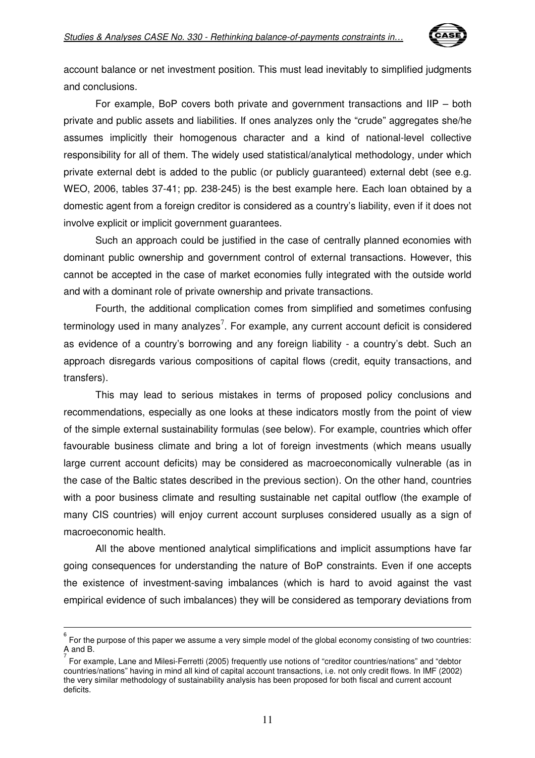account balance or net investment position. This must lead inevitably to simplified judgments and conclusions.

For example, BoP covers both private and government transactions and IIP – both private and public assets and liabilities. If ones analyzes only the "crude" aggregates she/he assumes implicitly their homogenous character and a kind of national-level collective responsibility for all of them. The widely used statistical/analytical methodology, under which private external debt is added to the public (or publicly guaranteed) external debt (see e.g. WEO, 2006, tables 37-41; pp. 238-245) is the best example here. Each loan obtained by a domestic agent from a foreign creditor is considered as a country's liability, even if it does not involve explicit or implicit government guarantees.

Such an approach could be justified in the case of centrally planned economies with dominant public ownership and government control of external transactions. However, this cannot be accepted in the case of market economies fully integrated with the outside world and with a dominant role of private ownership and private transactions.

Fourth, the additional complication comes from simplified and sometimes confusing terminology used in many analyzes[7]. For example, any current account deficit is considered as evidence of a country's borrowing and any foreign liability - a country's debt. Such an approach disregards various compositions of capital flows (credit, equity transactions, and transfers).

This may lead to serious mistakes in terms of proposed policy conclusions and recommendations, especially as one looks at these indicators mostly from the point of view of the simple external sustainability formulas (see below). For example, countries which offer favourable business climate and bring a lot of foreign investments (which means usually large current account deficits) may be considered as macroeconomically vulnerable (as in the case of the Baltic states described in the previous section). On the other hand, countries with a poor business climate and resulting sustainable net capital outflow (the example of many CIS countries) will enjoy current account surpluses considered usually as a sign of macroeconomic health.

All the above mentioned analytical simplifications and implicit assumptions have far going consequences for understanding the nature of BoP constraints. Even if one accepts the existence of investment-saving imbalances (which is hard to avoid against the vast empirical evidence of such imbalances) they will be considered as temporary deviations from

---

[6] For the purpose of this paper we assume a very simple model of the global economy consisting of two countries: A and B.

[7] For example, Lane and Milesi-Ferretti (2005) frequently use notions of "creditor countries/nations" and "debtor countries/nations" having in mind all kind of capital account transactions, i.e. not only credit flows. In IMF (2002) the very similar methodology of sustainability analysis has been proposed for both fiscal and current account deficits.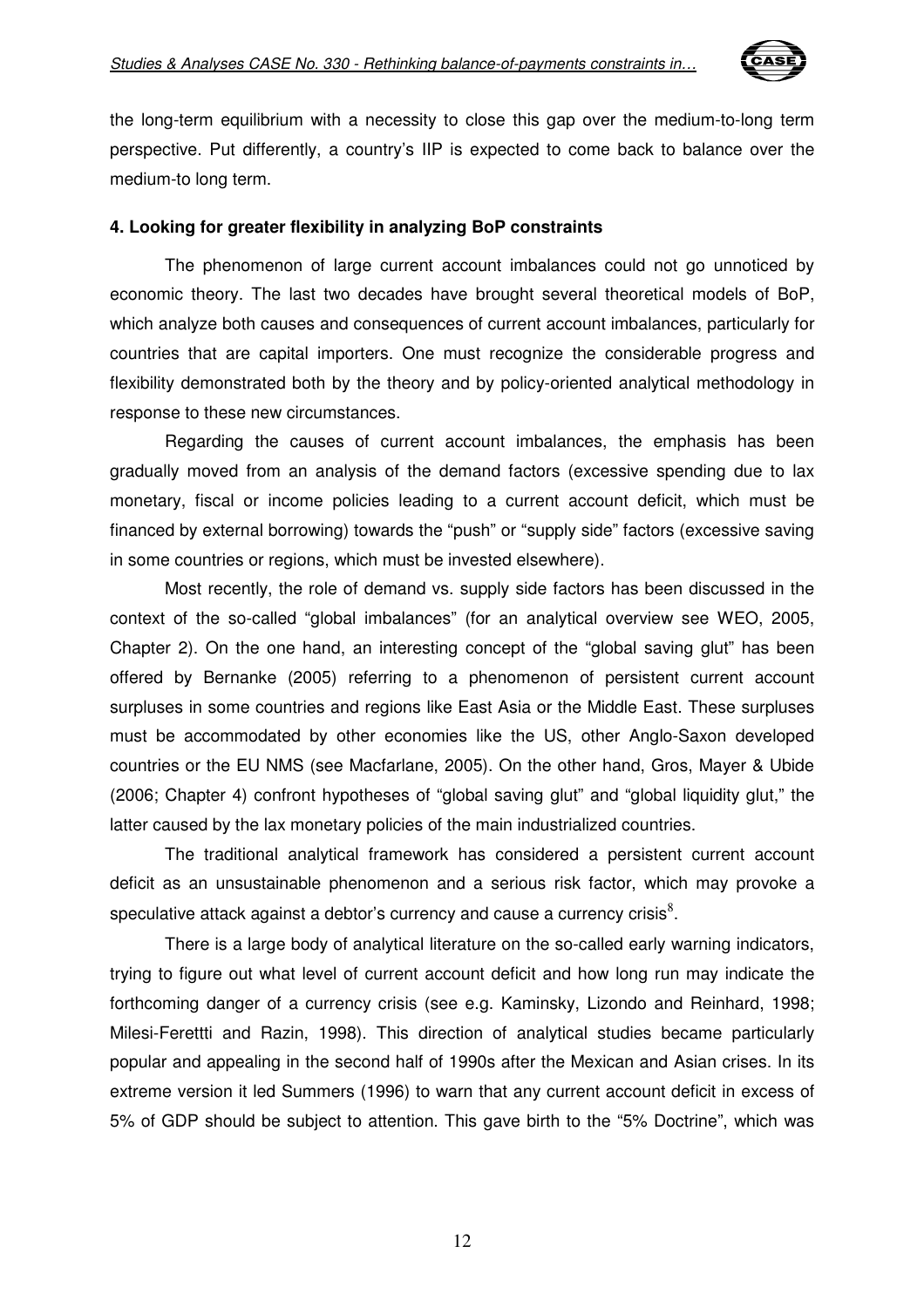the long-term equilibrium with a necessity to close this gap over the medium-to-long term perspective. Put differently, a country's IIP is expected to come back to balance over the medium-to long term.

#### 4. Looking for greater flexibility in analyzing BoP constraints

The phenomenon of large current account imbalances could not go unnoticed by economic theory. The last two decades have brought several theoretical models of BoP, which analyze both causes and consequences of current account imbalances, particularly for countries that are capital importers. One must recognize the considerable progress and flexibility demonstrated both by the theory and by policy-oriented analytical methodology in response to these new circumstances.

Regarding the causes of current account imbalances, the emphasis has been gradually moved from an analysis of the demand factors (excessive spending due to lax monetary, fiscal or income policies leading to a current account deficit, which must be financed by external borrowing) towards the "push" or "supply side" factors (excessive saving in some countries or regions, which must be invested elsewhere).

Most recently, the role of demand vs. supply side factors has been discussed in the context of the so-called "global imbalances" (for an analytical overview see WEO, 2005, Chapter 2). On the one hand, an interesting concept of the "global saving glut" has been offered by Bernanke (2005) referring to a phenomenon of persistent current account surpluses in some countries and regions like East Asia or the Middle East. These surpluses must be accommodated by other economies like the US, other Anglo-Saxon developed countries or the EU NMS (see Macfarlane, 2005). On the other hand, Gros, Mayer & Ubide (2006; Chapter 4) confront hypotheses of "global saving glut" and "global liquidity glut," the latter caused by the lax monetary policies of the main industrialized countries.

The traditional analytical framework has considered a persistent current account deficit as an unsustainable phenomenon and a serious risk factor, which may provoke a speculative attack against a debtor's currency and cause a currency crisis[8].

There is a large body of analytical literature on the so-called early warning indicators, trying to figure out what level of current account deficit and how long run may indicate the forthcoming danger of a currency crisis (see e.g. Kaminsky, Lizondo and Reinhard, 1998; Milesi-Ferettti and Razin, 1998). This direction of analytical studies became particularly popular and appealing in the second half of 1990s after the Mexican and Asian crises. In its extreme version it led Summers (1996) to warn that any current account deficit in excess of 5% of GDP should be subject to attention. This gave birth to the "5% Doctrine", which was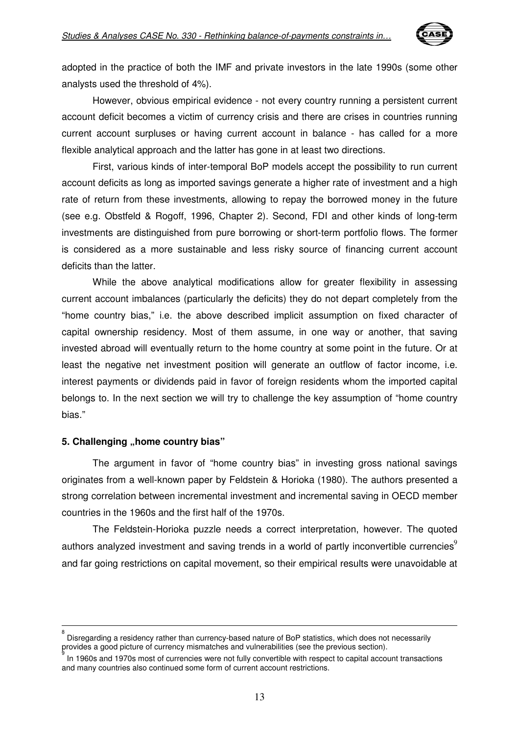adopted in the practice of both the IMF and private investors in the late 1990s (some other analysts used the threshold of 4%).

However, obvious empirical evidence - not every country running a persistent current account deficit becomes a victim of currency crisis and there are crises in countries running current account surpluses or having current account in balance - has called for a more flexible analytical approach and the latter has gone in at least two directions.

First, various kinds of inter-temporal BoP models accept the possibility to run current account deficits as long as imported savings generate a higher rate of investment and a high rate of return from these investments, allowing to repay the borrowed money in the future (see e.g. Obstfeld & Rogoff, 1996, Chapter 2). Second, FDI and other kinds of long-term investments are distinguished from pure borrowing or short-term portfolio flows. The former is considered as a more sustainable and less risky source of financing current account deficits than the latter.

While the above analytical modifications allow for greater flexibility in assessing current account imbalances (particularly the deficits) they do not depart completely from the "home country bias," i.e. the above described implicit assumption on fixed character of capital ownership residency. Most of them assume, in one way or another, that saving invested abroad will eventually return to the home country at some point in the future. Or at least the negative net investment position will generate an outflow of factor income, i.e. interest payments or dividends paid in favor of foreign residents whom the imported capital belongs to. In the next section we will try to challenge the key assumption of "home country bias."

## 5. Challenging „home country bias"

The argument in favor of "home country bias" in investing gross national savings originates from a well-known paper by Feldstein & Horioka (1980). The authors presented a strong correlation between incremental investment and incremental saving in OECD member countries in the 1960s and the first half of the 1970s.

The Feldstein-Horioka puzzle needs a correct interpretation, however. The quoted authors analyzed investment and saving trends in a world of partly inconvertible currencies[9] and far going restrictions on capital movement, so their empirical results were unavoidable at

---

[8] Disregarding a residency rather than currency-based nature of BoP statistics, which does not necessarily provides a good picture of currency mismatches and vulnerabilities (see the previous section).

[9] In 1960s and 1970s most of currencies were not fully convertible with respect to capital account transactions and many countries also continued some form of current account restrictions.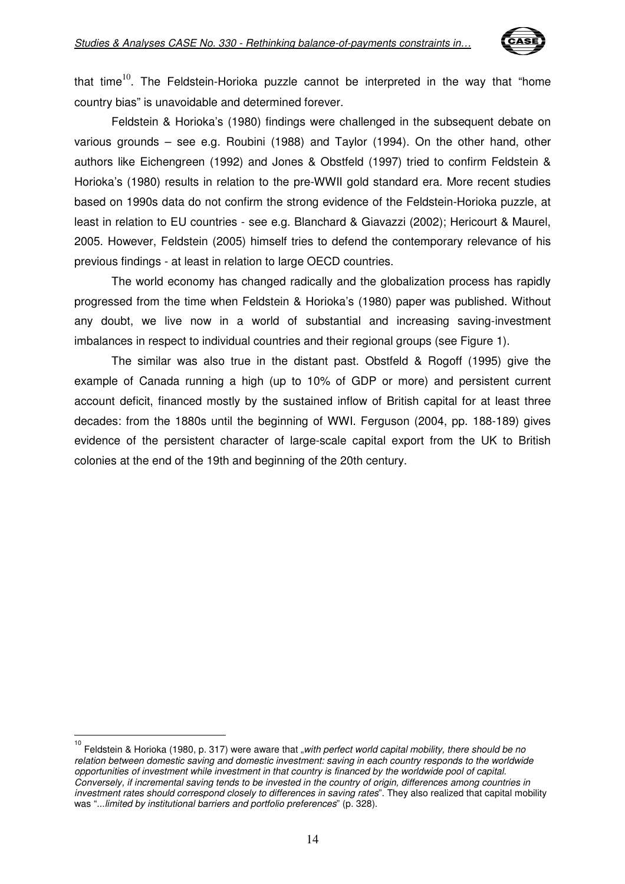that time[10]. The Feldstein-Horioka puzzle cannot be interpreted in the way that "home country bias" is unavoidable and determined forever.

Feldstein & Horioka's (1980) findings were challenged in the subsequent debate on various grounds – see e.g. Roubini (1988) and Taylor (1994). On the other hand, other authors like Eichengreen (1992) and Jones & Obstfeld (1997) tried to confirm Feldstein & Horioka's (1980) results in relation to the pre-WWII gold standard era. More recent studies based on 1990s data do not confirm the strong evidence of the Feldstein-Horioka puzzle, at least in relation to EU countries - see e.g. Blanchard & Giavazzi (2002); Hericourt & Maurel, 2005. However, Feldstein (2005) himself tries to defend the contemporary relevance of his previous findings - at least in relation to large OECD countries.

The world economy has changed radically and the globalization process has rapidly progressed from the time when Feldstein & Horioka's (1980) paper was published. Without any doubt, we live now in a world of substantial and increasing saving-investment imbalances in respect to individual countries and their regional groups (see Figure 1).

The similar was also true in the distant past. Obstfeld & Rogoff (1995) give the example of Canada running a high (up to 10% of GDP or more) and persistent current account deficit, financed mostly by the sustained inflow of British capital for at least three decades: from the 1880s until the beginning of WWI. Ferguson (2004, pp. 188-189) gives evidence of the persistent character of large-scale capital export from the UK to British colonies at the end of the 19th and beginning of the 20th century.

---

[10] Feldstein & Horioka (1980, p. 317) were aware that „*with perfect world capital mobility, there should be no relation between domestic saving and domestic investment: saving in each country responds to the worldwide opportunities of investment while investment in that country is financed by the worldwide pool of capital. Conversely, if incremental saving tends to be invested in the country of origin, differences among countries in investment rates should correspond closely to differences in saving rates*". They also realized that capital mobility was "...*limited by institutional barriers and portfolio preferences*" (p. 328).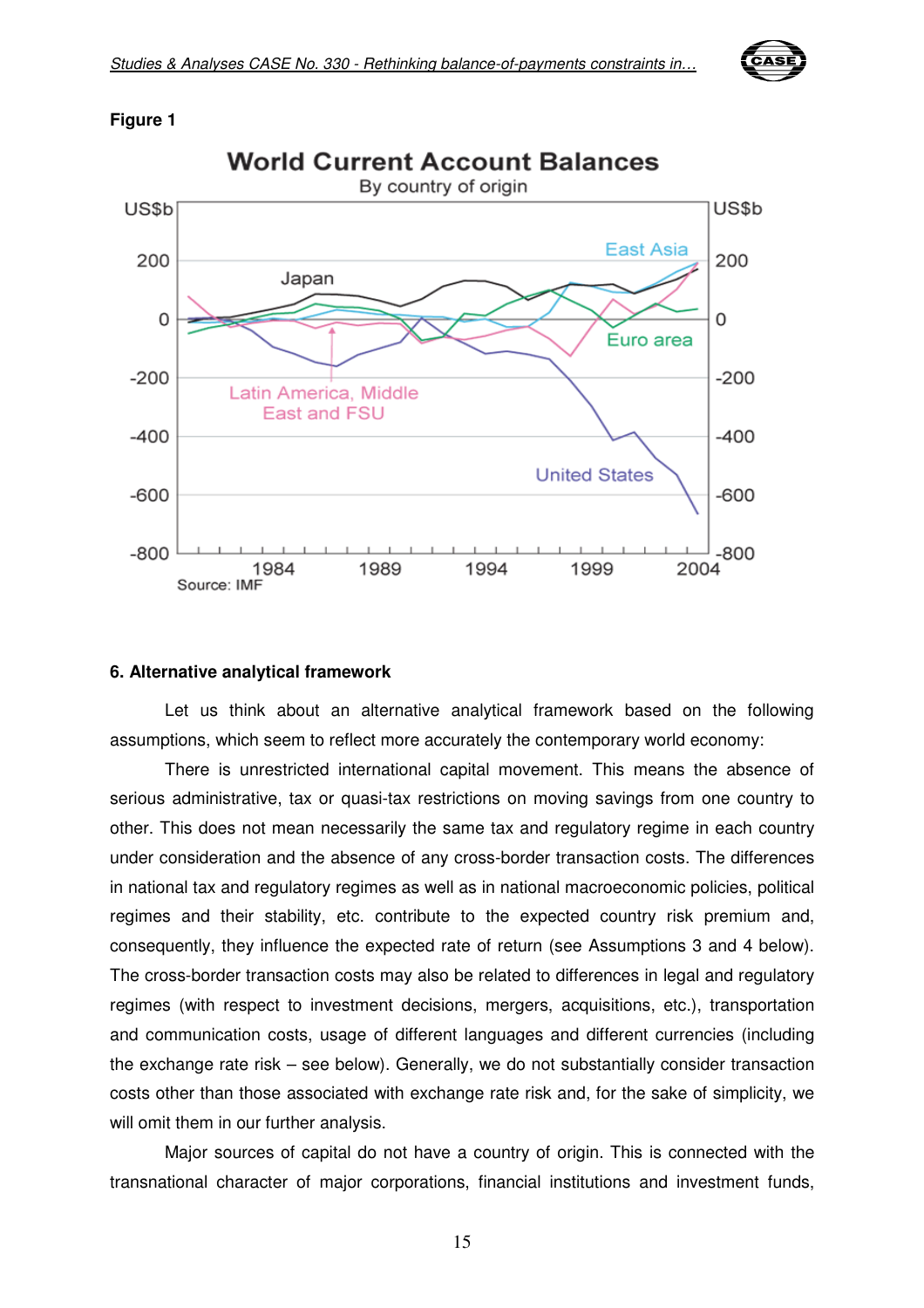**Figure 1**

World Current Account Balances

By country of origin

Source: IMF

### 6. Alternative analytical framework

Let us think about an alternative analytical framework based on the following assumptions, which seem to reflect more accurately the contemporary world economy:

There is unrestricted international capital movement. This means the absence of serious administrative, tax or quasi-tax restrictions on moving savings from one country to other. This does not mean necessarily the same tax and regulatory regime in each country under consideration and the absence of any cross-border transaction costs. The differences in national tax and regulatory regimes as well as in national macroeconomic policies, political regimes and their stability, etc. contribute to the expected country risk premium and, consequently, they influence the expected rate of return (see Assumptions 3 and 4 below). The cross-border transaction costs may also be related to differences in legal and regulatory regimes (with respect to investment decisions, mergers, acquisitions, etc.), transportation and communication costs, usage of different languages and different currencies (including the exchange rate risk – see below). Generally, we do not substantially consider transaction costs other than those associated with exchange rate risk and, for the sake of simplicity, we will omit them in our further analysis.

Major sources of capital do not have a country of origin. This is connected with the transnational character of major corporations, financial institutions and investment funds,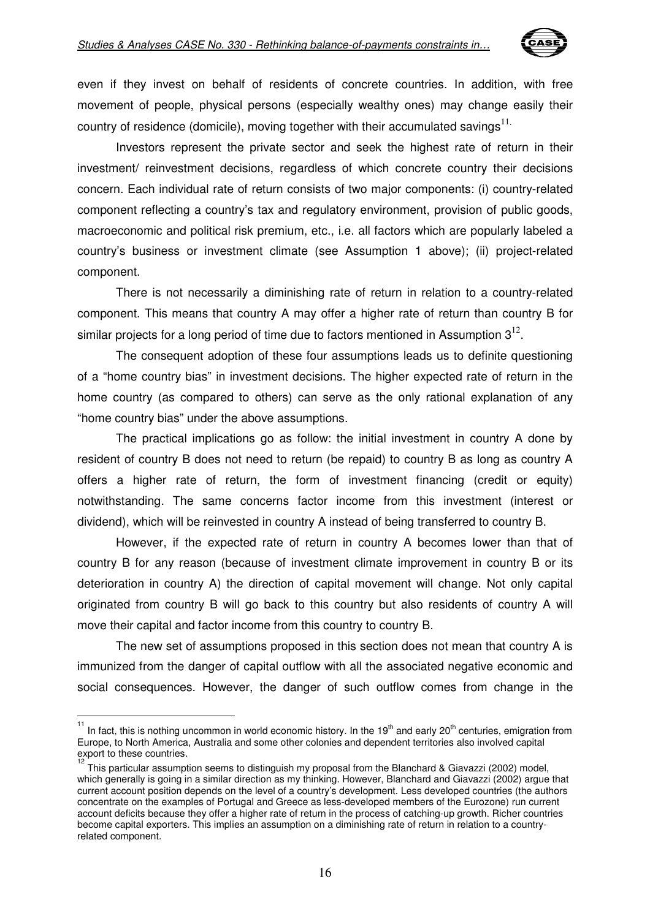even if they invest on behalf of residents of concrete countries. In addition, with free movement of people, physical persons (especially wealthy ones) may change easily their country of residence (domicile), moving together with their accumulated savings[11].

Investors represent the private sector and seek the highest rate of return in their investment/ reinvestment decisions, regardless of which concrete country their decisions concern. Each individual rate of return consists of two major components: (i) country-related component reflecting a country's tax and regulatory environment, provision of public goods, macroeconomic and political risk premium, etc., i.e. all factors which are popularly labeled a country's business or investment climate (see Assumption 1 above); (ii) project-related component.

There is not necessarily a diminishing rate of return in relation to a country-related component. This means that country A may offer a higher rate of return than country B for similar projects for a long period of time due to factors mentioned in Assumption 3[12].

The consequent adoption of these four assumptions leads us to definite questioning of a "home country bias" in investment decisions. The higher expected rate of return in the home country (as compared to others) can serve as the only rational explanation of any "home country bias" under the above assumptions.

The practical implications go as follow: the initial investment in country A done by resident of country B does not need to return (be repaid) to country B as long as country A offers a higher rate of return, the form of investment financing (credit or equity) notwithstanding. The same concerns factor income from this investment (interest or dividend), which will be reinvested in country A instead of being transferred to country B.

However, if the expected rate of return in country A becomes lower than that of country B for any reason (because of investment climate improvement in country B or its deterioration in country A) the direction of capital movement will change. Not only capital originated from country B will go back to this country but also residents of country A will move their capital and factor income from this country to country B.

The new set of assumptions proposed in this section does not mean that country A is immunized from the danger of capital outflow with all the associated negative economic and social consequences. However, the danger of such outflow comes from change in the

---

[11] In fact, this is nothing uncommon in world economic history. In the 19th and early 20th centuries, emigration from Europe, to North America, Australia and some other colonies and dependent territories also involved capital export to these countries.

[12] This particular assumption seems to distinguish my proposal from the Blanchard & Giavazzi (2002) model, which generally is going in a similar direction as my thinking. However, Blanchard and Giavazzi (2002) argue that current account position depends on the level of a country's development. Less developed countries (the authors concentrate on the examples of Portugal and Greece as less-developed members of the Eurozone) run current account deficits because they offer a higher rate of return in the process of catching-up growth. Richer countries become capital exporters. This implies an assumption on a diminishing rate of return in relation to a country-related component.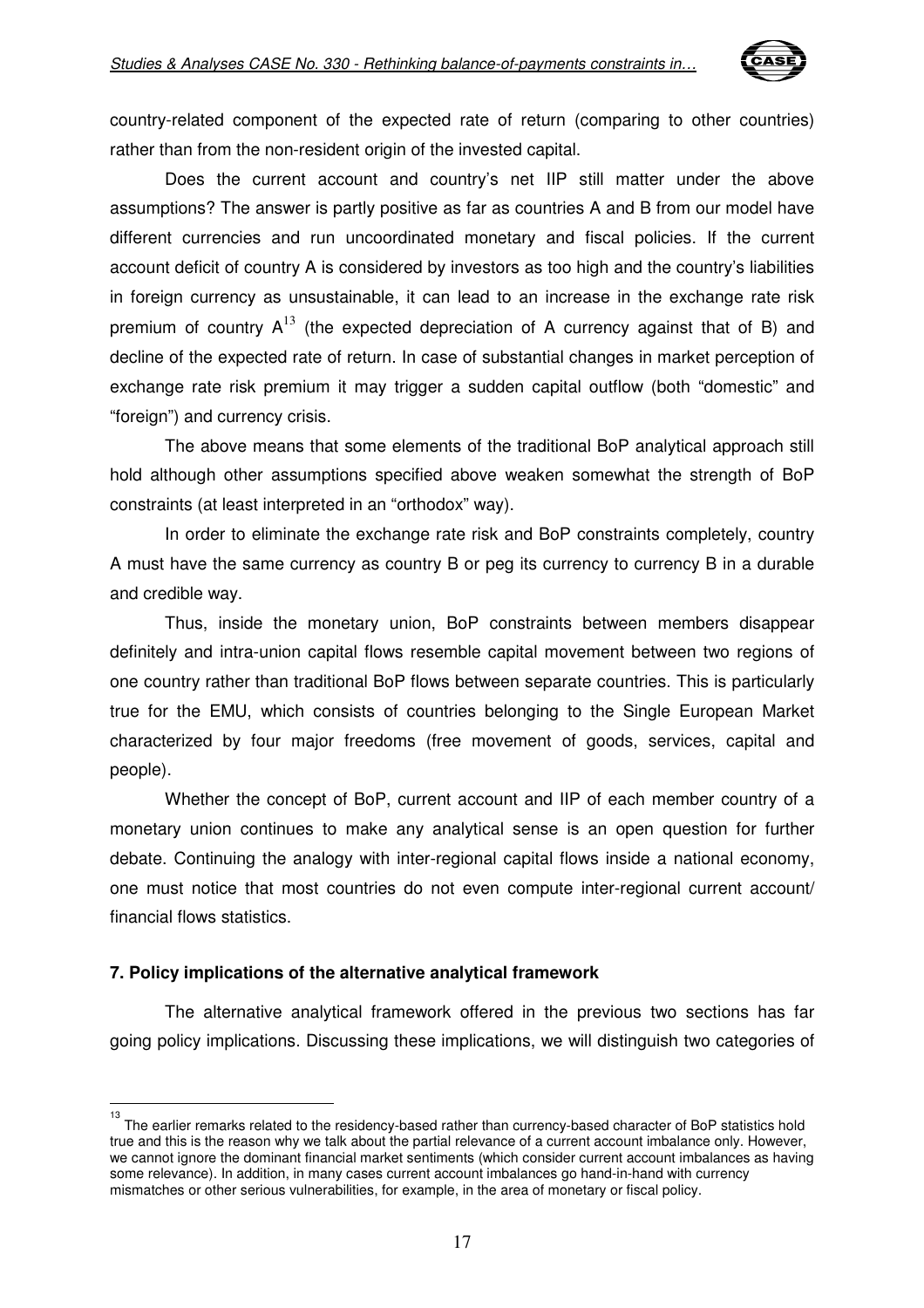country-related component of the expected rate of return (comparing to other countries) rather than from the non-resident origin of the invested capital.

Does the current account and country's net IIP still matter under the above assumptions? The answer is partly positive as far as countries A and B from our model have different currencies and run uncoordinated monetary and fiscal policies. If the current account deficit of country A is considered by investors as too high and the country's liabilities in foreign currency as unsustainable, it can lead to an increase in the exchange rate risk premium of country A[13] (the expected depreciation of A currency against that of B) and decline of the expected rate of return. In case of substantial changes in market perception of exchange rate risk premium it may trigger a sudden capital outflow (both "domestic" and "foreign") and currency crisis.

The above means that some elements of the traditional BoP analytical approach still hold although other assumptions specified above weaken somewhat the strength of BoP constraints (at least interpreted in an "orthodox" way).

In order to eliminate the exchange rate risk and BoP constraints completely, country A must have the same currency as country B or peg its currency to currency B in a durable and credible way.

Thus, inside the monetary union, BoP constraints between members disappear definitely and intra-union capital flows resemble capital movement between two regions of one country rather than traditional BoP flows between separate countries. This is particularly true for the EMU, which consists of countries belonging to the Single European Market characterized by four major freedoms (free movement of goods, services, capital and people).

Whether the concept of BoP, current account and IIP of each member country of a monetary union continues to make any analytical sense is an open question for further debate. Continuing the analogy with inter-regional capital flows inside a national economy, one must notice that most countries do not even compute inter-regional current account/ financial flows statistics.

## 7. Policy implications of the alternative analytical framework

The alternative analytical framework offered in the previous two sections has far going policy implications. Discussing these implications, we will distinguish two categories of

[13] The earlier remarks related to the residency-based rather than currency-based character of BoP statistics hold true and this is the reason why we talk about the partial relevance of a current account imbalance only. However, we cannot ignore the dominant financial market sentiments (which consider current account imbalances as having some relevance). In addition, in many cases current account imbalances go hand-in-hand with currency mismatches or other serious vulnerabilities, for example, in the area of monetary or fiscal policy.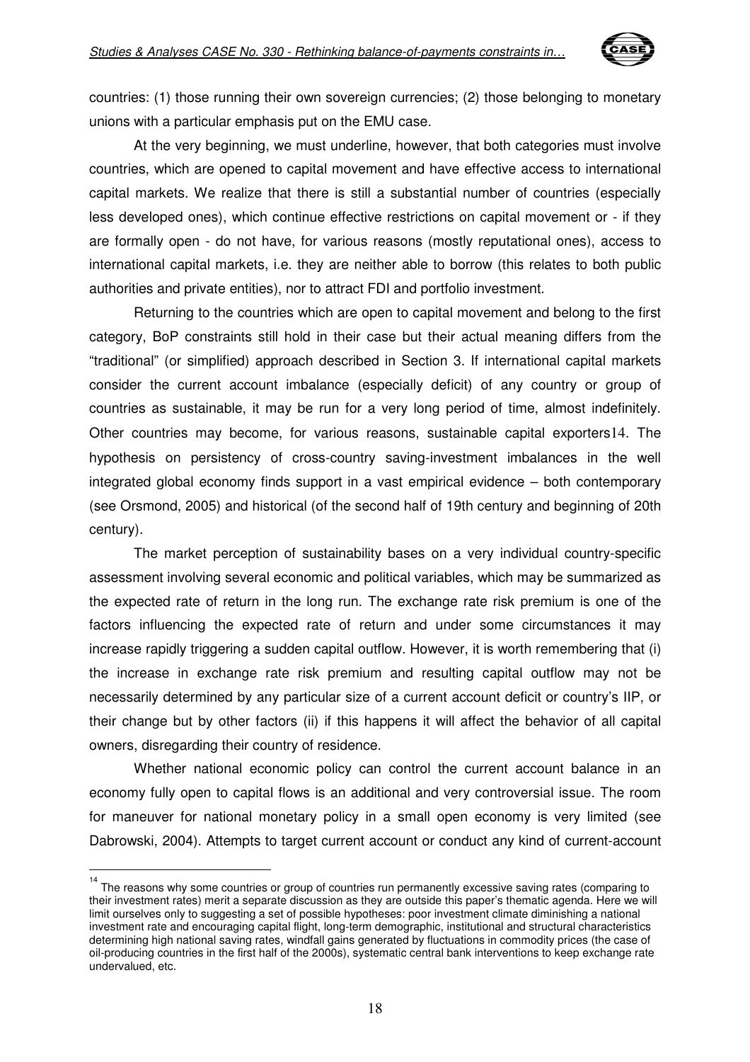countries: (1) those running their own sovereign currencies; (2) those belonging to monetary unions with a particular emphasis put on the EMU case.

At the very beginning, we must underline, however, that both categories must involve countries, which are opened to capital movement and have effective access to international capital markets. We realize that there is still a substantial number of countries (especially less developed ones), which continue effective restrictions on capital movement or - if they are formally open - do not have, for various reasons (mostly reputational ones), access to international capital markets, i.e. they are neither able to borrow (this relates to both public authorities and private entities), nor to attract FDI and portfolio investment.

Returning to the countries which are open to capital movement and belong to the first category, BoP constraints still hold in their case but their actual meaning differs from the "traditional" (or simplified) approach described in Section 3. If international capital markets consider the current account imbalance (especially deficit) of any country or group of countries as sustainable, it may be run for a very long period of time, almost indefinitely. Other countries may become, for various reasons, sustainable capital exporters[14]. The hypothesis on persistency of cross-country saving-investment imbalances in the well integrated global economy finds support in a vast empirical evidence – both contemporary (see Orsmond, 2005) and historical (of the second half of 19th century and beginning of 20th century).

The market perception of sustainability bases on a very individual country-specific assessment involving several economic and political variables, which may be summarized as the expected rate of return in the long run. The exchange rate risk premium is one of the factors influencing the expected rate of return and under some circumstances it may increase rapidly triggering a sudden capital outflow. However, it is worth remembering that (i) the increase in exchange rate risk premium and resulting capital outflow may not be necessarily determined by any particular size of a current account deficit or country's IIP, or their change but by other factors (ii) if this happens it will affect the behavior of all capital owners, disregarding their country of residence.

Whether national economic policy can control the current account balance in an economy fully open to capital flows is an additional and very controversial issue. The room for maneuver for national monetary policy in a small open economy is very limited (see Dabrowski, 2004). Attempts to target current account or conduct any kind of current-account

---

[14] The reasons why some countries or group of countries run permanently excessive saving rates (comparing to their investment rates) merit a separate discussion as they are outside this paper's thematic agenda. Here we will limit ourselves only to suggesting a set of possible hypotheses: poor investment climate diminishing a national investment rate and encouraging capital flight, long-term demographic, institutional and structural characteristics determining high national saving rates, windfall gains generated by fluctuations in commodity prices (the case of oil-producing countries in the first half of the 2000s), systematic central bank interventions to keep exchange rate undervalued, etc.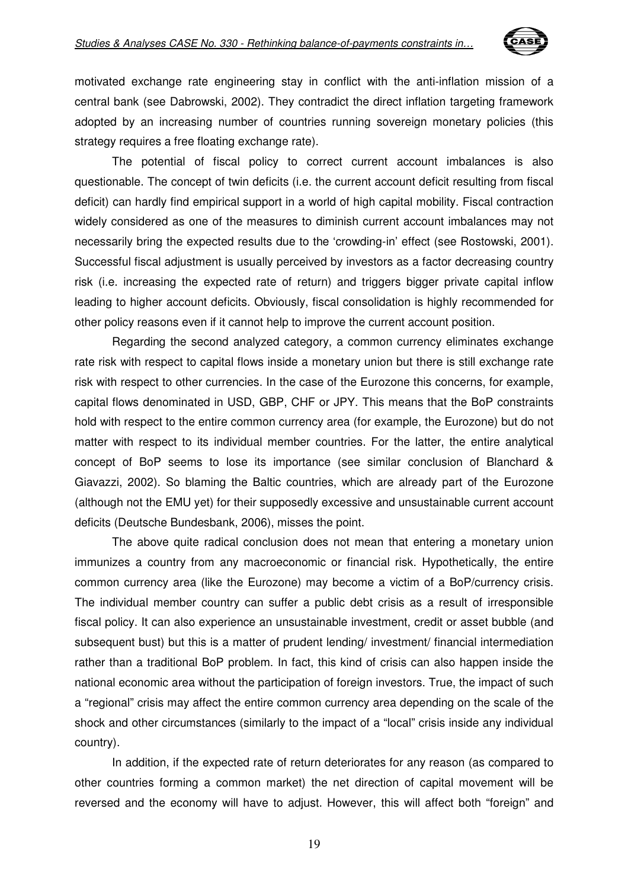motivated exchange rate engineering stay in conflict with the anti-inflation mission of a central bank (see Dabrowski, 2002). They contradict the direct inflation targeting framework adopted by an increasing number of countries running sovereign monetary policies (this strategy requires a free floating exchange rate).

The potential of fiscal policy to correct current account imbalances is also questionable. The concept of twin deficits (i.e. the current account deficit resulting from fiscal deficit) can hardly find empirical support in a world of high capital mobility. Fiscal contraction widely considered as one of the measures to diminish current account imbalances may not necessarily bring the expected results due to the 'crowding-in' effect (see Rostowski, 2001). Successful fiscal adjustment is usually perceived by investors as a factor decreasing country risk (i.e. increasing the expected rate of return) and triggers bigger private capital inflow leading to higher account deficits. Obviously, fiscal consolidation is highly recommended for other policy reasons even if it cannot help to improve the current account position.

Regarding the second analyzed category, a common currency eliminates exchange rate risk with respect to capital flows inside a monetary union but there is still exchange rate risk with respect to other currencies. In the case of the Eurozone this concerns, for example, capital flows denominated in USD, GBP, CHF or JPY. This means that the BoP constraints hold with respect to the entire common currency area (for example, the Eurozone) but do not matter with respect to its individual member countries. For the latter, the entire analytical concept of BoP seems to lose its importance (see similar conclusion of Blanchard & Giavazzi, 2002). So blaming the Baltic countries, which are already part of the Eurozone (although not the EMU yet) for their supposedly excessive and unsustainable current account deficits (Deutsche Bundesbank, 2006), misses the point.

The above quite radical conclusion does not mean that entering a monetary union immunizes a country from any macroeconomic or financial risk. Hypothetically, the entire common currency area (like the Eurozone) may become a victim of a BoP/currency crisis. The individual member country can suffer a public debt crisis as a result of irresponsible fiscal policy. It can also experience an unsustainable investment, credit or asset bubble (and subsequent bust) but this is a matter of prudent lending/ investment/ financial intermediation rather than a traditional BoP problem. In fact, this kind of crisis can also happen inside the national economic area without the participation of foreign investors. True, the impact of such a "regional" crisis may affect the entire common currency area depending on the scale of the shock and other circumstances (similarly to the impact of a "local" crisis inside any individual country).

In addition, if the expected rate of return deteriorates for any reason (as compared to other countries forming a common market) the net direction of capital movement will be reversed and the economy will have to adjust. However, this will affect both "foreign" and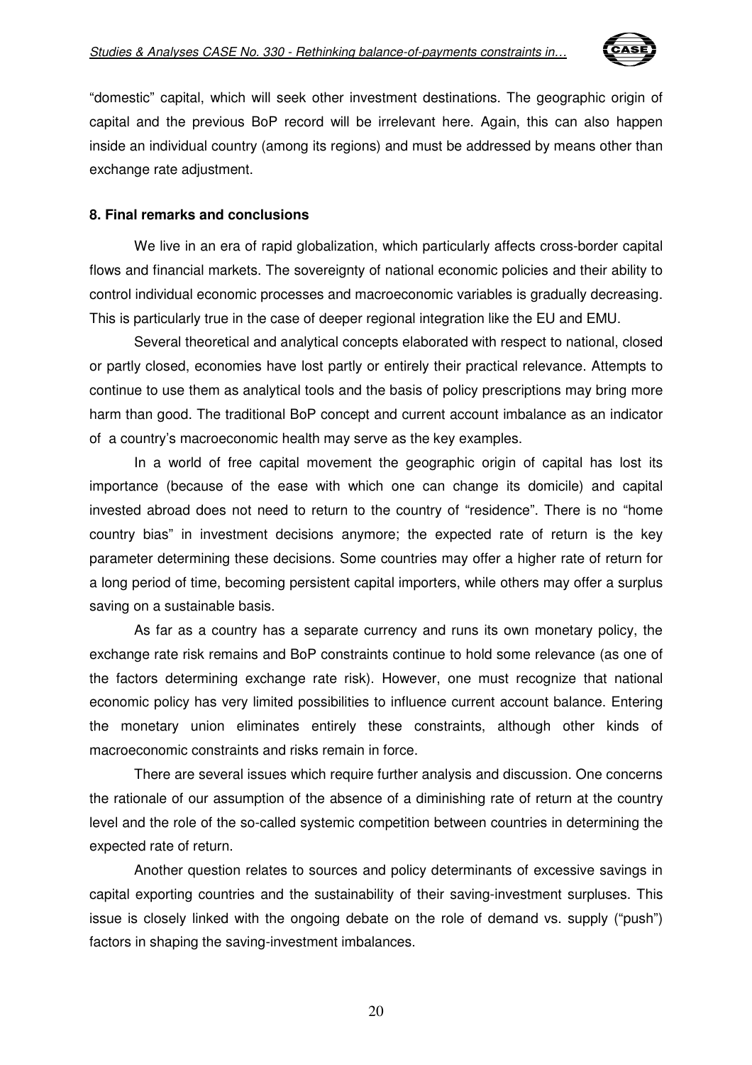"domestic" capital, which will seek other investment destinations. The geographic origin of capital and the previous BoP record will be irrelevant here. Again, this can also happen inside an individual country (among its regions) and must be addressed by means other than exchange rate adjustment.

## 8. Final remarks and conclusions

We live in an era of rapid globalization, which particularly affects cross-border capital flows and financial markets. The sovereignty of national economic policies and their ability to control individual economic processes and macroeconomic variables is gradually decreasing. This is particularly true in the case of deeper regional integration like the EU and EMU.

Several theoretical and analytical concepts elaborated with respect to national, closed or partly closed, economies have lost partly or entirely their practical relevance. Attempts to continue to use them as analytical tools and the basis of policy prescriptions may bring more harm than good. The traditional BoP concept and current account imbalance as an indicator of a country's macroeconomic health may serve as the key examples.

In a world of free capital movement the geographic origin of capital has lost its importance (because of the ease with which one can change its domicile) and capital invested abroad does not need to return to the country of "residence". There is no "home country bias" in investment decisions anymore; the expected rate of return is the key parameter determining these decisions. Some countries may offer a higher rate of return for a long period of time, becoming persistent capital importers, while others may offer a surplus saving on a sustainable basis.

As far as a country has a separate currency and runs its own monetary policy, the exchange rate risk remains and BoP constraints continue to hold some relevance (as one of the factors determining exchange rate risk). However, one must recognize that national economic policy has very limited possibilities to influence current account balance. Entering the monetary union eliminates entirely these constraints, although other kinds of macroeconomic constraints and risks remain in force.

There are several issues which require further analysis and discussion. One concerns the rationale of our assumption of the absence of a diminishing rate of return at the country level and the role of the so-called systemic competition between countries in determining the expected rate of return.

Another question relates to sources and policy determinants of excessive savings in capital exporting countries and the sustainability of their saving-investment surpluses. This issue is closely linked with the ongoing debate on the role of demand vs. supply ("push") factors in shaping the saving-investment imbalances.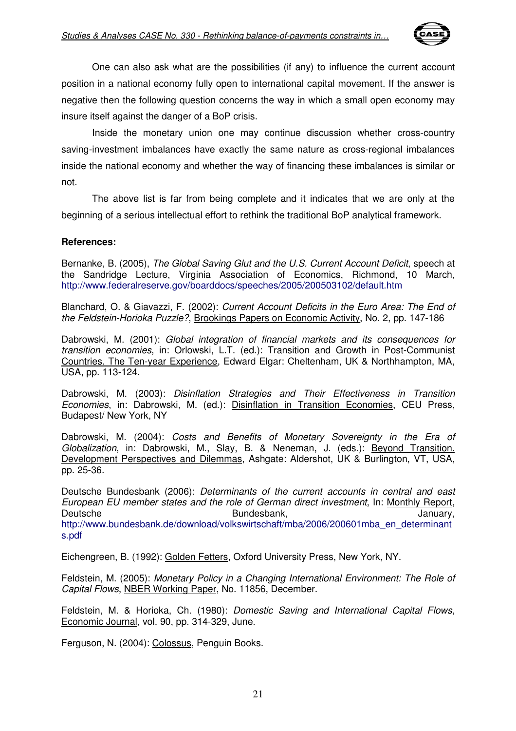One can also ask what are the possibilities (if any) to influence the current account position in a national economy fully open to international capital movement. If the answer is negative then the following question concerns the way in which a small open economy may insure itself against the danger of a BoP crisis.

Inside the monetary union one may continue discussion whether cross-country saving-investment imbalances have exactly the same nature as cross-regional imbalances inside the national economy and whether the way of financing these imbalances is similar or not.

The above list is far from being complete and it indicates that we are only at the beginning of a serious intellectual effort to rethink the traditional BoP analytical framework.

**References:**

Bernanke, B. (2005), *The Global Saving Glut and the U.S. Current Account Deficit*, speech at the Sandridge Lecture, Virginia Association of Economics, Richmond, 10 March, http://www.federalreserve.gov/boarddocs/speeches/2005/200503102/default.htm

Blanchard, O. & Giavazzi, F. (2002): *Current Account Deficits in the Euro Area: The End of the Feldstein-Horioka Puzzle?*, Brookings Papers on Economic Activity, No. 2, pp. 147-186

Dabrowski, M. (2001): *Global integration of financial markets and its consequences for transition economies*, in: Orlowski, L.T. (ed.): Transition and Growth in Post-Communist Countries. The Ten-year Experience, Edward Elgar: Cheltenham, UK & Northhampton, MA, USA, pp. 113-124.

Dabrowski, M. (2003): *Disinflation Strategies and Their Effectiveness in Transition Economies*, in: Dabrowski, M. (ed.): Disinflation in Transition Economies, CEU Press, Budapest/ New York, NY

Dabrowski, M. (2004): *Costs and Benefits of Monetary Sovereignty in the Era of Globalization*, in: Dabrowski, M., Slay, B. & Neneman, J. (eds.): Beyond Transition. Development Perspectives and Dilemmas, Ashgate: Aldershot, UK & Burlington, VT, USA, pp. 25-36.

Deutsche Bundesbank (2006): *Determinants of the current accounts in central and east European EU member states and the role of German direct investment*, In: Monthly Report, Deutsche Bundesbank, January, http://www.bundesbank.de/download/volkswirtschaft/mba/2006/200601mba_en_determinants.pdf

Eichengreen, B. (1992): Golden Fetters, Oxford University Press, New York, NY.

Feldstein, M. (2005): *Monetary Policy in a Changing International Environment: The Role of Capital Flows*, NBER Working Paper, No. 11856, December.

Feldstein, M. & Horioka, Ch. (1980): *Domestic Saving and International Capital Flows*, Economic Journal, vol. 90, pp. 314-329, June.

Ferguson, N. (2004): Colossus, Penguin Books.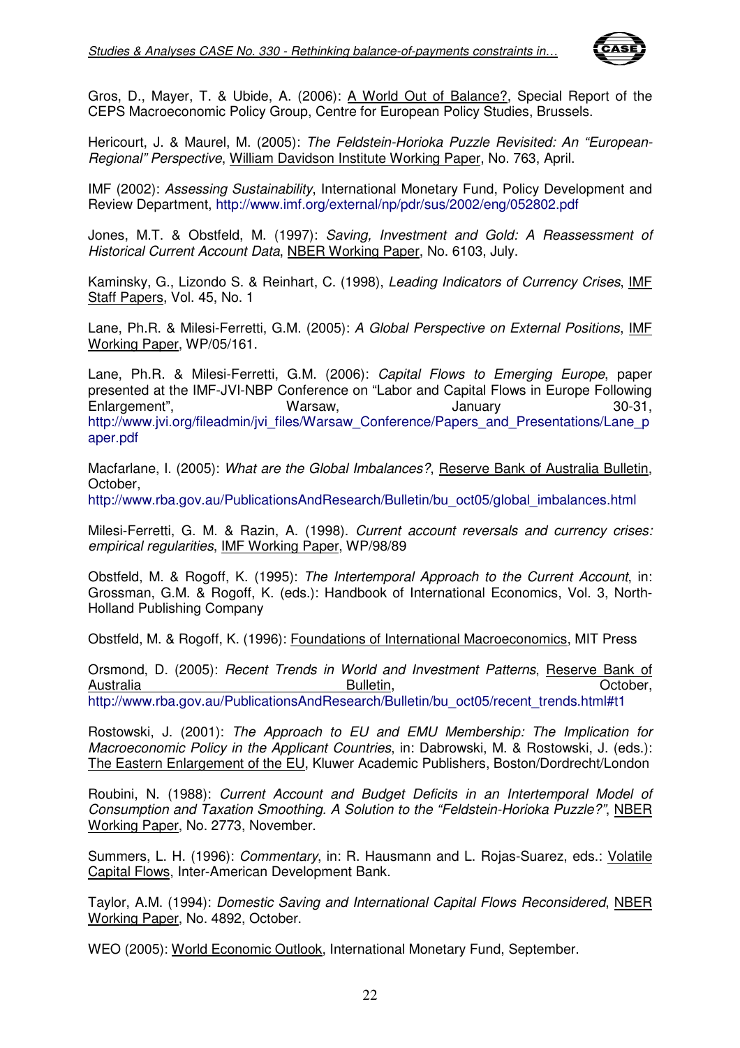Gros, D., Mayer, T. & Ubide, A. (2006): A World Out of Balance?, Special Report of the CEPS Macroeconomic Policy Group, Centre for European Policy Studies, Brussels.

Hericourt, J. & Maurel, M. (2005): *The Feldstein-Horioka Puzzle Revisited: An "European-Regional" Perspective*, William Davidson Institute Working Paper, No. 763, April.

IMF (2002): *Assessing Sustainability*, International Monetary Fund, Policy Development and Review Department, http://www.imf.org/external/np/pdr/sus/2002/eng/052802.pdf

Jones, M.T. & Obstfeld, M. (1997): *Saving, Investment and Gold: A Reassessment of Historical Current Account Data*, NBER Working Paper, No. 6103, July.

Kaminsky, G., Lizondo S. & Reinhart, C. (1998), *Leading Indicators of Currency Crises*, IMF Staff Papers, Vol. 45, No. 1

Lane, Ph.R. & Milesi-Ferretti, G.M. (2005): *A Global Perspective on External Positions*, IMF Working Paper, WP/05/161.

Lane, Ph.R. & Milesi-Ferretti, G.M. (2006): *Capital Flows to Emerging Europe*, paper presented at the IMF-JVI-NBP Conference on "Labor and Capital Flows in Europe Following Enlargement", Warsaw, January 30-31, http://www.jvi.org/fileadmin/jvi_files/Warsaw_Conference/Papers_and_Presentations/Lane_paper.pdf

Macfarlane, I. (2005): *What are the Global Imbalances?*, Reserve Bank of Australia Bulletin, October, http://www.rba.gov.au/PublicationsAndResearch/Bulletin/bu_oct05/global_imbalances.html

Milesi-Ferretti, G. M. & Razin, A. (1998). *Current account reversals and currency crises: empirical regularities*, IMF Working Paper, WP/98/89

Obstfeld, M. & Rogoff, K. (1995): *The Intertemporal Approach to the Current Account*, in: Grossman, G.M. & Rogoff, K. (eds.): Handbook of International Economics, Vol. 3, North-Holland Publishing Company

Obstfeld, M. & Rogoff, K. (1996): Foundations of International Macroeconomics, MIT Press

Orsmond, D. (2005): *Recent Trends in World and Investment Patterns*, Reserve Bank of Australia Bulletin, October, http://www.rba.gov.au/PublicationsAndResearch/Bulletin/bu_oct05/recent_trends.html#t1

Rostowski, J. (2001): *The Approach to EU and EMU Membership: The Implication for Macroeconomic Policy in the Applicant Countries*, in: Dabrowski, M. & Rostowski, J. (eds.): The Eastern Enlargement of the EU, Kluwer Academic Publishers, Boston/Dordrecht/London

Roubini, N. (1988): *Current Account and Budget Deficits in an Intertemporal Model of Consumption and Taxation Smoothing. A Solution to the "Feldstein-Horioka Puzzle?"*, NBER Working Paper, No. 2773, November.

Summers, L. H. (1996): *Commentary*, in: R. Hausmann and L. Rojas-Suarez, eds.: Volatile Capital Flows, Inter-American Development Bank.

Taylor, A.M. (1994): *Domestic Saving and International Capital Flows Reconsidered*, NBER Working Paper, No. 4892, October.

WEO (2005): World Economic Outlook, International Monetary Fund, September.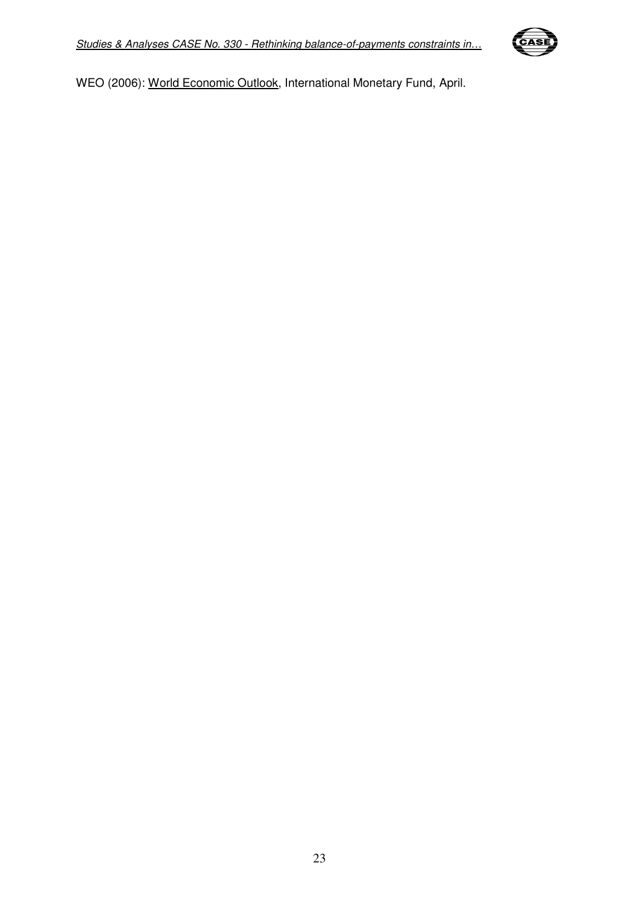WEO (2006): World Economic Outlook, International Monetary Fund, April.